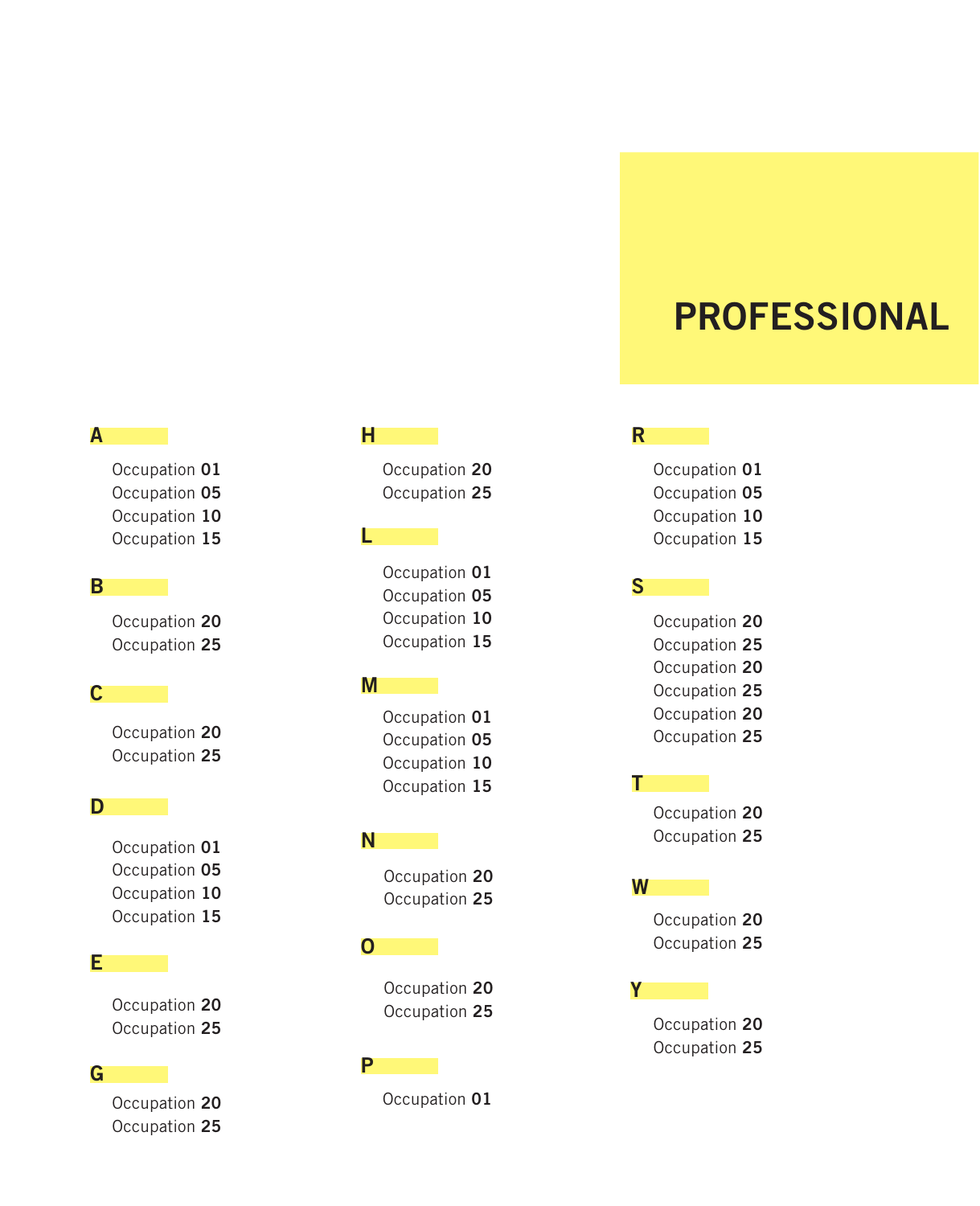# PROFESSIONAL

## A

Occupation **01**
Occupation **05**
Occupation **10**
Occupation **15**

## B

Occupation **20**
Occupation **25**

## C

Occupation **20**
Occupation **25**

## D

Occupation **01**
Occupation **05**
Occupation **10**
Occupation **15**

## E

Occupation **20**
Occupation **25**

## G

Occupation **20**
Occupation **25**

## H

Occupation **20**
Occupation **25**

## L

Occupation **01**
Occupation **05**
Occupation **10**
Occupation **15**

## M

Occupation **01**
Occupation **05**
Occupation **10**
Occupation **15**

## N

Occupation **20**
Occupation **25**

## O

Occupation **20**
Occupation **25**

## P

Occupation **01**

## R

Occupation **01**
Occupation **05**
Occupation **10**
Occupation **15**

## S

Occupation **20**
Occupation **25**
Occupation **20**
Occupation **25**
Occupation **20**
Occupation **25**

## T

Occupation **20**
Occupation **25**

## W

Occupation **20**
Occupation **25**

## Y

Occupation **20**
Occupation **25**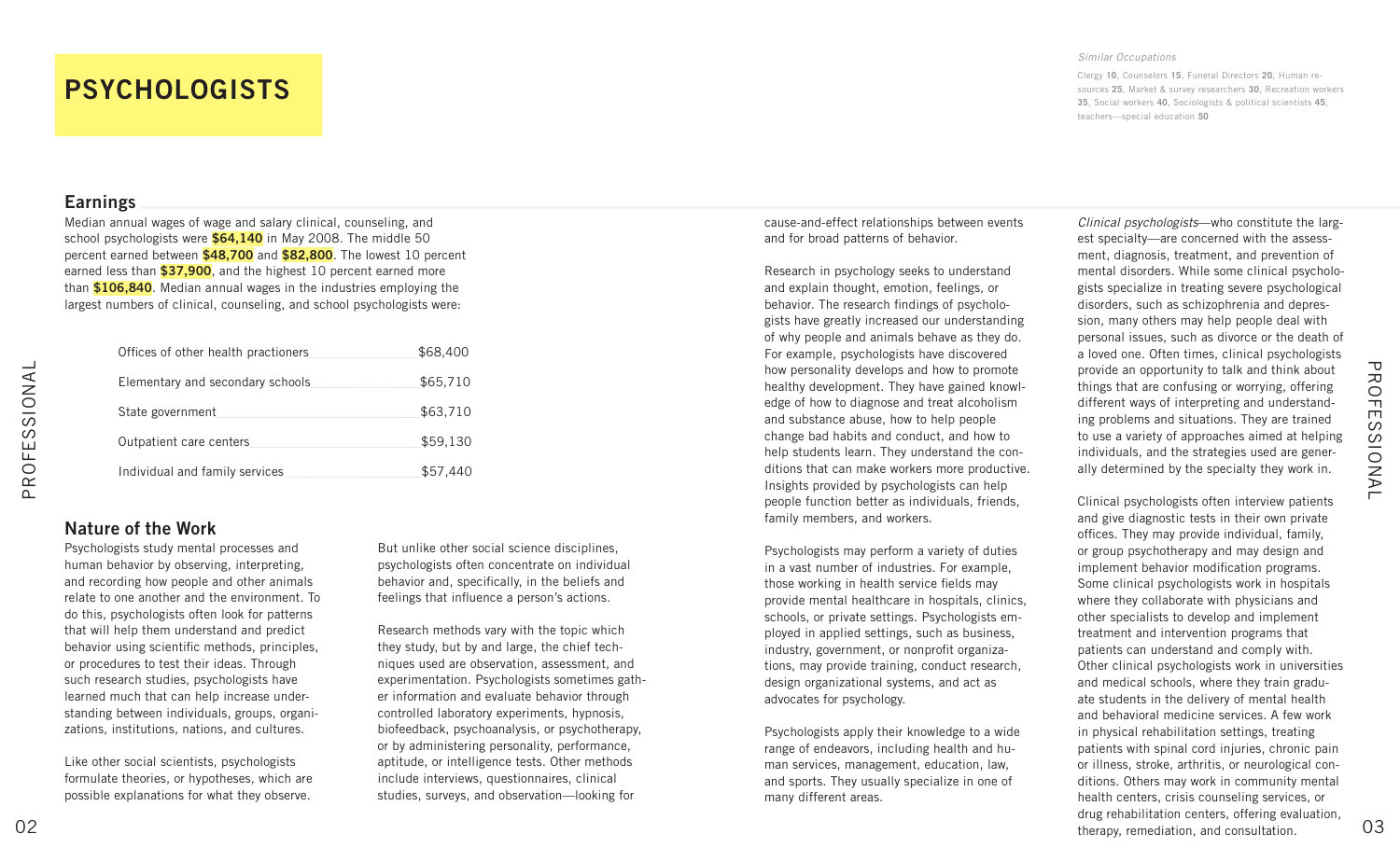# PSYCHOLOGISTS

*Similar Occupations*

Clergy **10**, Counselors **15**, Funeral Directors **20**, Human resources **25**, Market & survey researchers **30**, Recreation workers **35**, Social workers **40**, Sociologists & political scientists **45**, teachers—special education **50**

## Earnings

Median annual wages of wage and salary clinical, counseling, and school psychologists were **$64,140** in May 2008. The middle 50 percent earned between **$48,700** and **$82,800**. The lowest 10 percent earned less than **$37,900**, and the highest 10 percent earned more than **$106,840**. Median annual wages in the industries employing the largest numbers of clinical, counseling, and school psychologists were:

| | |
|---|---|
| Offices of other health practioners | $68,400 |
| Elementary and secondary schools | $65,710 |
| State government | $63,710 |
| Outpatient care centers | $59,130 |
| Individual and family services | $57,440 |

## Nature of the Work

Psychologists study mental processes and human behavior by observing, interpreting, and recording how people and other animals relate to one another and the environment. To do this, psychologists often look for patterns that will help them understand and predict behavior using scientific methods, principles, or procedures to test their ideas. Through such research studies, psychologists have learned much that can help increase understanding between individuals, groups, organizations, institutions, nations, and cultures.

Like other social scientists, psychologists formulate theories, or hypotheses, which are possible explanations for what they observe.

But unlike other social science disciplines, psychologists often concentrate on individual behavior and, specifically, in the beliefs and feelings that influence a person's actions.

Research methods vary with the topic which they study, but by and large, the chief techniques used are observation, assessment, and experimentation. Psychologists sometimes gather information and evaluate behavior through controlled laboratory experiments, hypnosis, biofeedback, psychoanalysis, or psychotherapy, or by administering personality, performance, aptitude, or intelligence tests. Other methods include interviews, questionnaires, clinical studies, surveys, and observation—looking for cause-and-effect relationships between events and for broad patterns of behavior.

Research in psychology seeks to understand and explain thought, emotion, feelings, or behavior. The research findings of psychologists have greatly increased our understanding of why people and animals behave as they do. For example, psychologists have discovered how personality develops and how to promote healthy development. They have gained knowledge of how to diagnose and treat alcoholism and substance abuse, how to help people change bad habits and conduct, and how to help students learn. They understand the conditions that can make workers more productive. Insights provided by psychologists can help people function better as individuals, friends, family members, and workers.

Psychologists may perform a variety of duties in a vast number of industries. For example, those working in health service fields may provide mental healthcare in hospitals, clinics, schools, or private settings. Psychologists employed in applied settings, such as business, industry, government, or nonprofit organizations, may provide training, conduct research, design organizational systems, and act as advocates for psychology.

Psychologists apply their knowledge to a wide range of endeavors, including health and human services, management, education, law, and sports. They usually specialize in one of many different areas.

*Clinical psychologists*—who constitute the largest specialty—are concerned with the assessment, diagnosis, treatment, and prevention of mental disorders. While some clinical psychologists specialize in treating severe psychological disorders, such as schizophrenia and depression, many others may help people deal with personal issues, such as divorce or the death of a loved one. Often times, clinical psychologists provide an opportunity to talk and think about things that are confusing or worrying, offering different ways of interpreting and understanding problems and situations. They are trained to use a variety of approaches aimed at helping individuals, and the strategies used are generally determined by the specialty they work in.

Clinical psychologists often interview patients and give diagnostic tests in their own private offices. They may provide individual, family, or group psychotherapy and may design and implement behavior modification programs. Some clinical psychologists work in hospitals where they collaborate with physicians and other specialists to develop and implement treatment and intervention programs that patients can understand and comply with. Other clinical psychologists work in universities and medical schools, where they train graduate students in the delivery of mental health and behavioral medicine services. A few work in physical rehabilitation settings, treating patients with spinal cord injuries, chronic pain or illness, stroke, arthritis, or neurological conditions. Others may work in community mental health centers, crisis counseling services, or drug rehabilitation centers, offering evaluation, therapy, remediation, and consultation.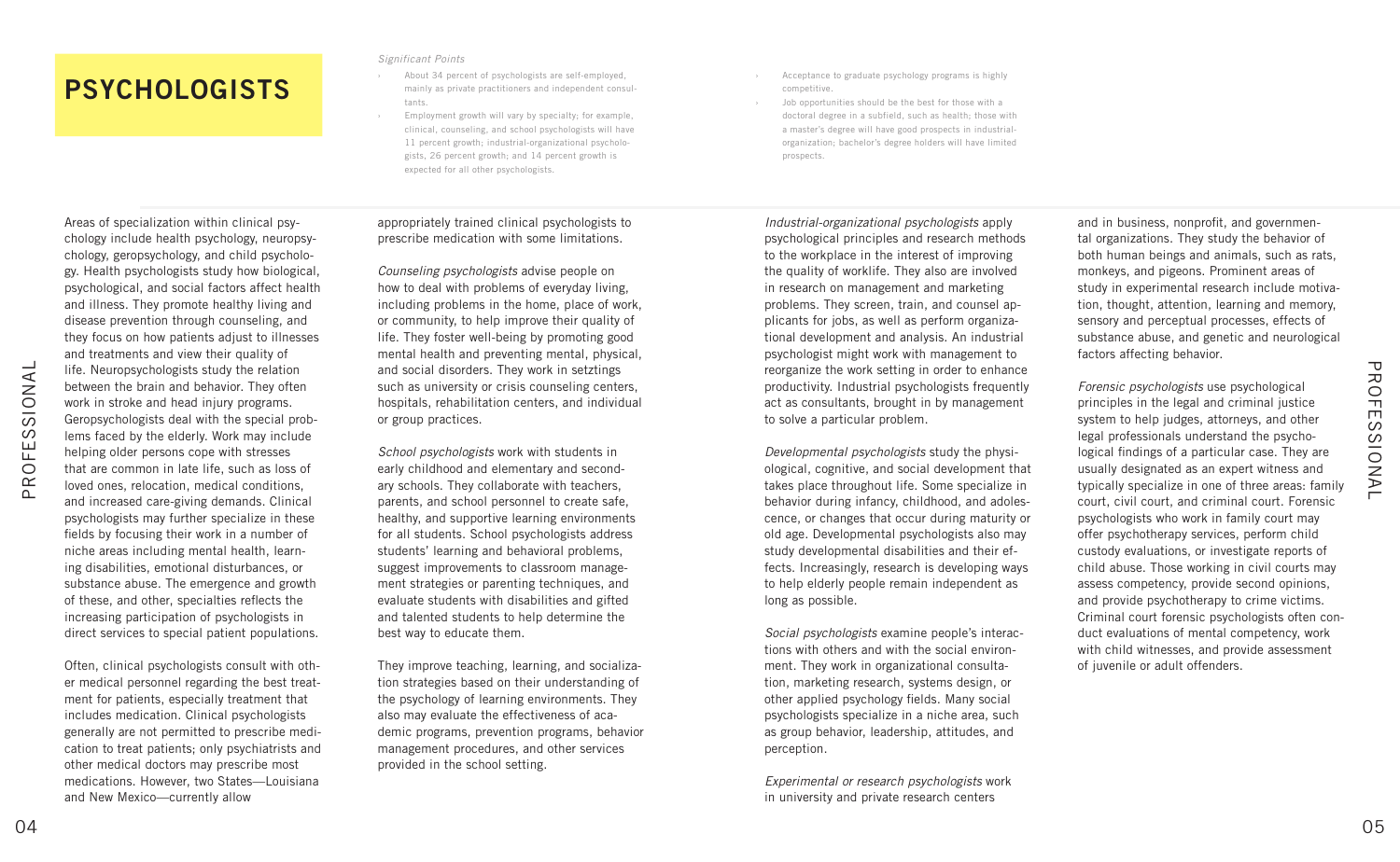# PSYCHOLOGISTS

*Significant Points*

- About 34 percent of psychologists are self-employed, mainly as private practitioners and independent consultants.
- Employment growth will vary by specialty; for example, clinical, counseling, and school psychologists will have 11 percent growth; industrial-organizational psychologists, 26 percent growth; and 14 percent growth is expected for all other psychologists.
- Acceptance to graduate psychology programs is highly competitive.
- Job opportunities should be the best for those with a doctoral degree in a subfield, such as health; those with a master's degree will have good prospects in industrial-organization; bachelor's degree holders will have limited prospects.

Areas of specialization within clinical psychology include health psychology, neuropsychology, geropsychology, and child psychology. Health psychologists study how biological, psychological, and social factors affect health and illness. They promote healthy living and disease prevention through counseling, and they focus on how patients adjust to illnesses and treatments and view their quality of life. Neuropsychologists study the relation between the brain and behavior. They often work in stroke and head injury programs. Geropsychologists deal with the special problems faced by the elderly. Work may include helping older persons cope with stresses that are common in late life, such as loss of loved ones, relocation, medical conditions, and increased care-giving demands. Clinical psychologists may further specialize in these fields by focusing their work in a number of niche areas including mental health, learning disabilities, emotional disturbances, or substance abuse. The emergence and growth of these, and other, specialties reflects the increasing participation of psychologists in direct services to special patient populations.

Often, clinical psychologists consult with other medical personnel regarding the best treatment for patients, especially treatment that includes medication. Clinical psychologists generally are not permitted to prescribe medication to treat patients; only psychiatrists and other medical doctors may prescribe most medications. However, two States—Louisiana and New Mexico—currently allow appropriately trained clinical psychologists to prescribe medication with some limitations.

*Counseling psychologists* advise people on how to deal with problems of everyday living, including problems in the home, place of work, or community, to help improve their quality of life. They foster well-being by promoting good mental health and preventing mental, physical, and social disorders. They work in setztings such as university or crisis counseling centers, hospitals, rehabilitation centers, and individual or group practices.

*School psychologists* work with students in early childhood and elementary and secondary schools. They collaborate with teachers, parents, and school personnel to create safe, healthy, and supportive learning environments for all students. School psychologists address students' learning and behavioral problems, suggest improvements to classroom management strategies or parenting techniques, and evaluate students with disabilities and gifted and talented students to help determine the best way to educate them.

They improve teaching, learning, and socialization strategies based on their understanding of the psychology of learning environments. They also may evaluate the effectiveness of academic programs, prevention programs, behavior management procedures, and other services provided in the school setting.

*Industrial-organizational psychologists* apply psychological principles and research methods to the workplace in the interest of improving the quality of worklife. They also are involved in research on management and marketing problems. They screen, train, and counsel applicants for jobs, as well as perform organizational development and analysis. An industrial psychologist might work with management to reorganize the work setting in order to enhance productivity. Industrial psychologists frequently act as consultants, brought in by management to solve a particular problem.

*Developmental psychologists* study the physiological, cognitive, and social development that takes place throughout life. Some specialize in behavior during infancy, childhood, and adolescence, or changes that occur during maturity or old age. Developmental psychologists also may study developmental disabilities and their effects. Increasingly, research is developing ways to help elderly people remain independent as long as possible.

*Social psychologists* examine people's interactions with others and with the social environment. They work in organizational consultation, marketing research, systems design, or other applied psychology fields. Many social psychologists specialize in a niche area, such as group behavior, leadership, attitudes, and perception.

*Experimental or research psychologists* work in university and private research centers and in business, nonprofit, and governmental organizations. They study the behavior of both human beings and animals, such as rats, monkeys, and pigeons. Prominent areas of study in experimental research include motivation, thought, attention, learning and memory, sensory and perceptual processes, effects of substance abuse, and genetic and neurological factors affecting behavior.

*Forensic psychologists* use psychological principles in the legal and criminal justice system to help judges, attorneys, and other legal professionals understand the psychological findings of a particular case. They are usually designated as an expert witness and typically specialize in one of three areas: family court, civil court, and criminal court. Forensic psychologists who work in family court may offer psychotherapy services, perform child custody evaluations, or investigate reports of child abuse. Those working in civil courts may assess competency, provide second opinions, and provide psychotherapy to crime victims. Criminal court forensic psychologists often conduct evaluations of mental competency, work with child witnesses, and provide assessment of juvenile or adult offenders.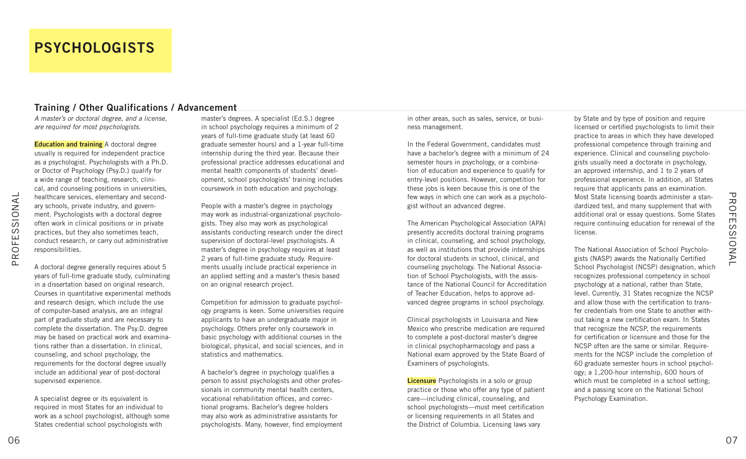# PSYCHOLOGISTS

## Training / Other Qualifications / Advancement

*A master's or doctoral degree, and a license, are required for most psychologists.*

**Education and training** A doctoral degree usually is required for independent practice as a psychologist. Psychologists with a Ph.D. or Doctor of Psychology (Psy.D.) qualify for a wide range of teaching, research, clinical, and counseling positions in universities, healthcare services, elementary and secondary schools, private industry, and government. Psychologists with a doctoral degree often work in clinical positions or in private practices, but they also sometimes teach, conduct research, or carry out administrative responsibilities.

A doctoral degree generally requires about 5 years of full-time graduate study, culminating in a dissertation based on original research. Courses in quantitative experimental methods and research design, which include the use of computer-based analysis, are an integral part of graduate study and are necessary to complete the dissertation. The Psy.D. degree may be based on practical work and examinations rather than a dissertation. In clinical, counseling, and school psychology, the requirements for the doctoral degree usually include an additional year of post-doctoral supervised experience.

A specialist degree or its equivalent is required in most States for an individual to work as a school psychologist, although some States credential school psychologists with master's degrees. A specialist (Ed.S.) degree in school psychology requires a minimum of 2 years of full-time graduate study (at least 60 graduate semester hours) and a 1-year full-time internship during the third year. Because their professional practice addresses educational and mental health components of students' development, school psychologists' training includes coursework in both education and psychology.

People with a master's degree in psychology may work as industrial-organizational psychologists. They also may work as psychological assistants conducting research under the direct supervision of doctoral-level psychologists. A master's degree in psychology requires at least 2 years of full-time graduate study. Requirements usually include practical experience in an applied setting and a master's thesis based on an original research project.

Competition for admission to graduate psychology programs is keen. Some universities require applicants to have an undergraduate major in psychology. Others prefer only coursework in basic psychology with additional courses in the biological, physical, and social sciences, and in statistics and mathematics.

A bachelor's degree in psychology qualifies a person to assist psychologists and other professionals in community mental health centers, vocational rehabilitation offices, and correctional programs. Bachelor's degree holders may also work as administrative assistants for psychologists. Many, however, find employment in other areas, such as sales, service, or business management.

In the Federal Government, candidates must have a bachelor's degree with a minimum of 24 semester hours in psychology, or a combination of education and experience to qualify for entry-level positions. However, competition for these jobs is keen because this is one of the few ways in which one can work as a psychologist without an advanced degree.

The American Psychological Association (APA) presently accredits doctoral training programs in clinical, counseling, and school psychology, as well as institutions that provide internships for doctoral students in school, clinical, and counseling psychology. The National Association of School Psychologists, with the assistance of the National Council for Accreditation of Teacher Education, helps to approve advanced degree programs in school psychology.

Clinical psychologists in Louisiana and New Mexico who prescribe medication are required to complete a post-doctoral master's degree in clinical psychopharmacology and pass a National exam approved by the State Board of Examiners of psychologists.

**Licensure** Psychologists in a solo or group practice or those who offer any type of patient care—including clinical, counseling, and school psychologists—must meet certification or licensing requirements in all States and the District of Columbia. Licensing laws vary by State and by type of position and require licensed or certified psychologists to limit their practice to areas in which they have developed professional competence through training and experience. Clinical and counseling psychologists usually need a doctorate in psychology, an approved internship, and 1 to 2 years of professional experience. In addition, all States require that applicants pass an examination. Most State licensing boards administer a standardized test, and many supplement that with additional oral or essay questions. Some States require continuing education for renewal of the license.

The National Association of School Psychologists (NASP) awards the Nationally Certified School Psychologist (NCSP) designation, which recognizes professional competency in school psychology at a national, rather than State, level. Currently, 31 States recognize the NCSP and allow those with the certification to transfer credentials from one State to another without taking a new certification exam. In States that recognize the NCSP, the requirements for certification or licensure and those for the NCSP often are the same or similar. Requirements for the NCSP include the completion of 60 graduate semester hours in school psychology; a 1,200-hour internship, 600 hours of which must be completed in a school setting; and a passing score on the National School Psychology Examination.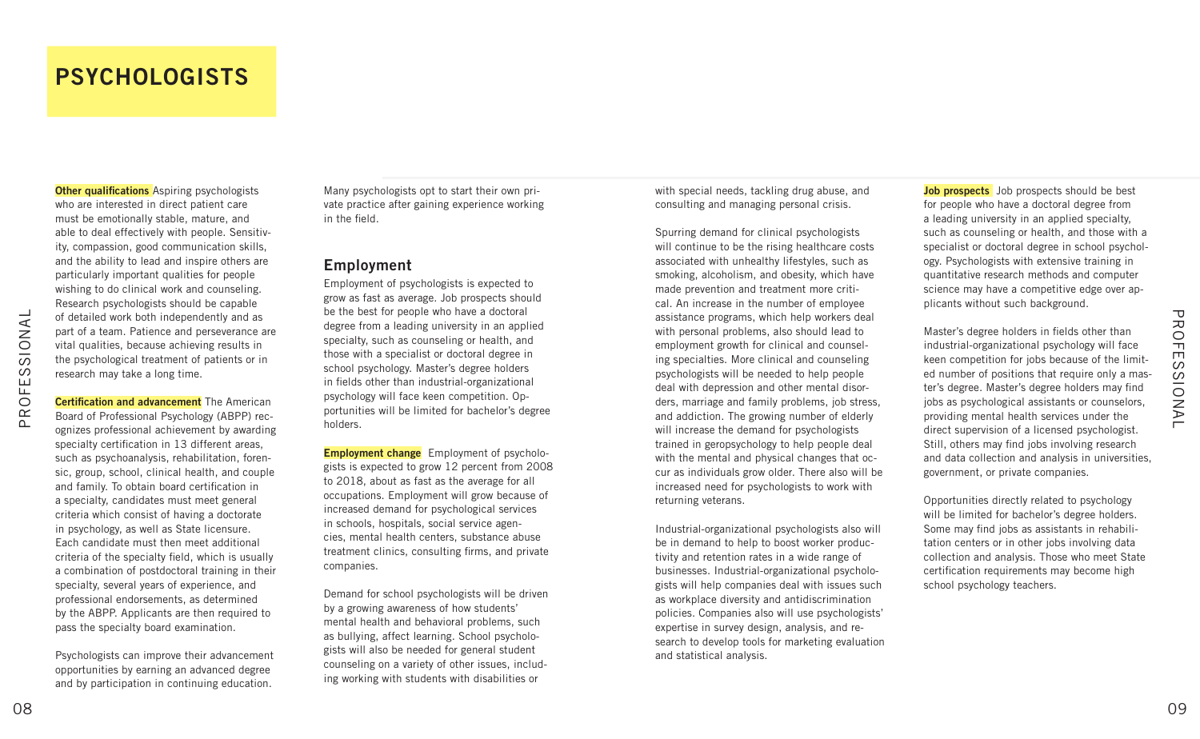# PSYCHOLOGISTS

**Other qualifications** Aspiring psychologists who are interested in direct patient care must be emotionally stable, mature, and able to deal effectively with people. Sensitivity, compassion, good communication skills, and the ability to lead and inspire others are particularly important qualities for people wishing to do clinical work and counseling. Research psychologists should be capable of detailed work both independently and as part of a team. Patience and perseverance are vital qualities, because achieving results in the psychological treatment of patients or in research may take a long time.

**Certification and advancement** The American Board of Professional Psychology (ABPP) recognizes professional achievement by awarding specialty certification in 13 different areas, such as psychoanalysis, rehabilitation, forensic, group, school, clinical health, and couple and family. To obtain board certification in a specialty, candidates must meet general criteria which consist of having a doctorate in psychology, as well as State licensure. Each candidate must then meet additional criteria of the specialty field, which is usually a combination of postdoctoral training in their specialty, several years of experience, and professional endorsements, as determined by the ABPP. Applicants are then required to pass the specialty board examination.

Psychologists can improve their advancement opportunities by earning an advanced degree and by participation in continuing education. Many psychologists opt to start their own private practice after gaining experience working in the field.

## Employment

Employment of psychologists is expected to grow as fast as average. Job prospects should be the best for people who have a doctoral degree from a leading university in an applied specialty, such as counseling or health, and those with a specialist or doctoral degree in school psychology. Master's degree holders in fields other than industrial-organizational psychology will face keen competition. Opportunities will be limited for bachelor's degree holders.

**Employment change** Employment of psychologists is expected to grow 12 percent from 2008 to 2018, about as fast as the average for all occupations. Employment will grow because of increased demand for psychological services in schools, hospitals, social service agencies, mental health centers, substance abuse treatment clinics, consulting firms, and private companies.

Demand for school psychologists will be driven by a growing awareness of how students' mental health and behavioral problems, such as bullying, affect learning. School psychologists will also be needed for general student counseling on a variety of other issues, including working with students with disabilities or with special needs, tackling drug abuse, and consulting and managing personal crisis.

Spurring demand for clinical psychologists will continue to be the rising healthcare costs associated with unhealthy lifestyles, such as smoking, alcoholism, and obesity, which have made prevention and treatment more critical. An increase in the number of employee assistance programs, which help workers deal with personal problems, also should lead to employment growth for clinical and counseling specialties. More clinical and counseling psychologists will be needed to help people deal with depression and other mental disorders, marriage and family problems, job stress, and addiction. The growing number of elderly will increase the demand for psychologists trained in geropsychology to help people deal with the mental and physical changes that occur as individuals grow older. There also will be increased need for psychologists to work with returning veterans.

Industrial-organizational psychologists also will be in demand to help to boost worker productivity and retention rates in a wide range of businesses. Industrial-organizational psychologists will help companies deal with issues such as workplace diversity and antidiscrimination policies. Companies also will use psychologists' expertise in survey design, analysis, and research to develop tools for marketing evaluation and statistical analysis.

**Job prospects** Job prospects should be best for people who have a doctoral degree from a leading university in an applied specialty, such as counseling or health, and those with a specialist or doctoral degree in school psychology. Psychologists with extensive training in quantitative research methods and computer science may have a competitive edge over applicants without such background.

Master's degree holders in fields other than industrial-organizational psychology will face keen competition for jobs because of the limited number of positions that require only a master's degree. Master's degree holders may find jobs as psychological assistants or counselors, providing mental health services under the direct supervision of a licensed psychologist. Still, others may find jobs involving research and data collection and analysis in universities, government, or private companies.

Opportunities directly related to psychology will be limited for bachelor's degree holders. Some may find jobs as assistants in rehabilitation centers or in other jobs involving data collection and analysis. Those who meet State certification requirements may become high school psychology teachers.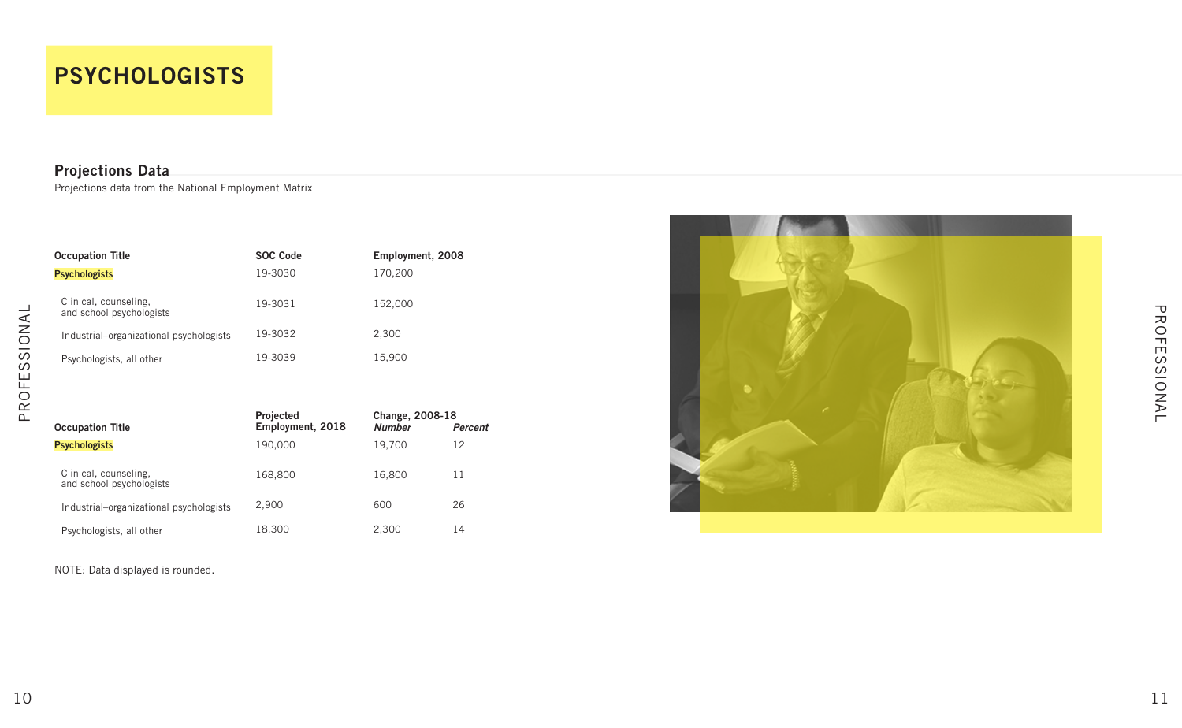## PSYCHOLOGISTS

### Projections Data

Projections data from the National Employment Matrix

| Occupation Title | SOC Code | Employment, 2008 |
|---|---|---|
| Psychologists | 19-3030 | 170,200 |
| Clinical, counseling, and school psychologists | 19-3031 | 152,000 |
| Industrial–organizational psychologists | 19-3032 | 2,300 |
| Psychologists, all other | 19-3039 | 15,900 |

| Occupation Title | Projected Employment, 2018 | Change, 2008-18 | |
|---|---|---|---|
| | | *Number* | *Percent* |
| Psychologists | 190,000 | 19,700 | 12 |
| Clinical, counseling, and school psychologists | 168,800 | 16,800 | 11 |
| Industrial–organizational psychologists | 2,900 | 600 | 26 |
| Psychologists, all other | 18,300 | 2,300 | 14 |

NOTE: Data displayed is rounded.